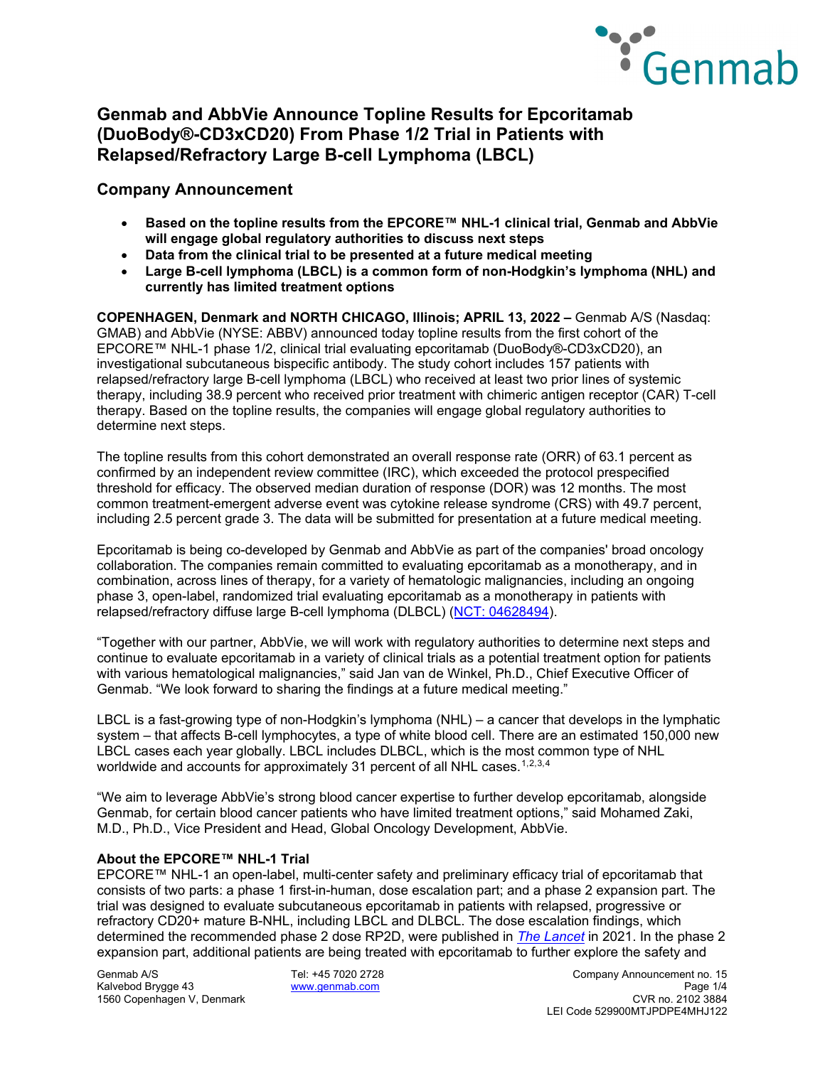# Genmab and AbbVie Announce Topline Results for Epcoritamab (DuoBody®-CD3xCD20) From Phase 1/2 Trial in Patients with Relapsed/Refractory Large B-cell Lymphoma (LBCL)

## Company Announcement

- **Based on the topline results from the EPCORE™ NHL-1 clinical trial, Genmab and AbbVie will engage global regulatory authorities to discuss next steps**
- **Data from the clinical trial to be presented at a future medical meeting**
- **Large B-cell lymphoma (LBCL) is a common form of non-Hodgkin's lymphoma (NHL) and currently has limited treatment options**

**COPENHAGEN, Denmark and NORTH CHICAGO, Illinois; APRIL 13, 2022 –** Genmab A/S (Nasdaq: GMAB) and AbbVie (NYSE: ABBV) announced today topline results from the first cohort of the EPCORE™ NHL-1 phase 1/2, clinical trial evaluating epcoritamab (DuoBody®-CD3xCD20), an investigational subcutaneous bispecific antibody. The study cohort includes 157 patients with relapsed/refractory large B-cell lymphoma (LBCL) who received at least two prior lines of systemic therapy, including 38.9 percent who received prior treatment with chimeric antigen receptor (CAR) T-cell therapy. Based on the topline results, the companies will engage global regulatory authorities to determine next steps.

The topline results from this cohort demonstrated an overall response rate (ORR) of 63.1 percent as confirmed by an independent review committee (IRC), which exceeded the protocol prespecified threshold for efficacy. The observed median duration of response (DOR) was 12 months. The most common treatment-emergent adverse event was cytokine release syndrome (CRS) with 49.7 percent, including 2.5 percent grade 3. The data will be submitted for presentation at a future medical meeting.

Epcoritamab is being co-developed by Genmab and AbbVie as part of the companies' broad oncology collaboration. The companies remain committed to evaluating epcoritamab as a monotherapy, and in combination, across lines of therapy, for a variety of hematologic malignancies, including an ongoing phase 3, open-label, randomized trial evaluating epcoritamab as a monotherapy in patients with relapsed/refractory diffuse large B-cell lymphoma (DLBCL) ([NCT: 04628494](NCT: 04628494)).

"Together with our partner, AbbVie, we will work with regulatory authorities to determine next steps and continue to evaluate epcoritamab in a variety of clinical trials as a potential treatment option for patients with various hematological malignancies," said Jan van de Winkel, Ph.D., Chief Executive Officer of Genmab. "We look forward to sharing the findings at a future medical meeting."

LBCL is a fast-growing type of non-Hodgkin's lymphoma (NHL) – a cancer that develops in the lymphatic system – that affects B-cell lymphocytes, a type of white blood cell. There are an estimated 150,000 new LBCL cases each year globally. LBCL includes DLBCL, which is the most common type of NHL worldwide and accounts for approximately 31 percent of all NHL cases.[1,2,3,4]

"We aim to leverage AbbVie's strong blood cancer expertise to further develop epcoritamab, alongside Genmab, for certain blood cancer patients who have limited treatment options," said Mohamed Zaki, M.D., Ph.D., Vice President and Head, Global Oncology Development, AbbVie.

**About the EPCORE™ NHL-1 Trial**

EPCORE™ NHL-1 an open-label, multi-center safety and preliminary efficacy trial of epcoritamab that consists of two parts: a phase 1 first-in-human, dose escalation part; and a phase 2 expansion part. The trial was designed to evaluate subcutaneous epcoritamab in patients with relapsed, progressive or refractory CD20+ mature B-NHL, including LBCL and DLBCL. The dose escalation findings, which determined the recommended phase 2 dose RP2D, were published in *The Lancet* in 2021. In the phase 2 expansion part, additional patients are being treated with epcoritamab to further explore the safety and

Genmab A/S
Kalvebod Brygge 43
1560 Copenhagen V, Denmark

Tel: +45 7020 2728
www.genmab.com

Company Announcement no. 15
CVR no. 2102 3884
LEI Code 529900MTJPDPE4MHJ122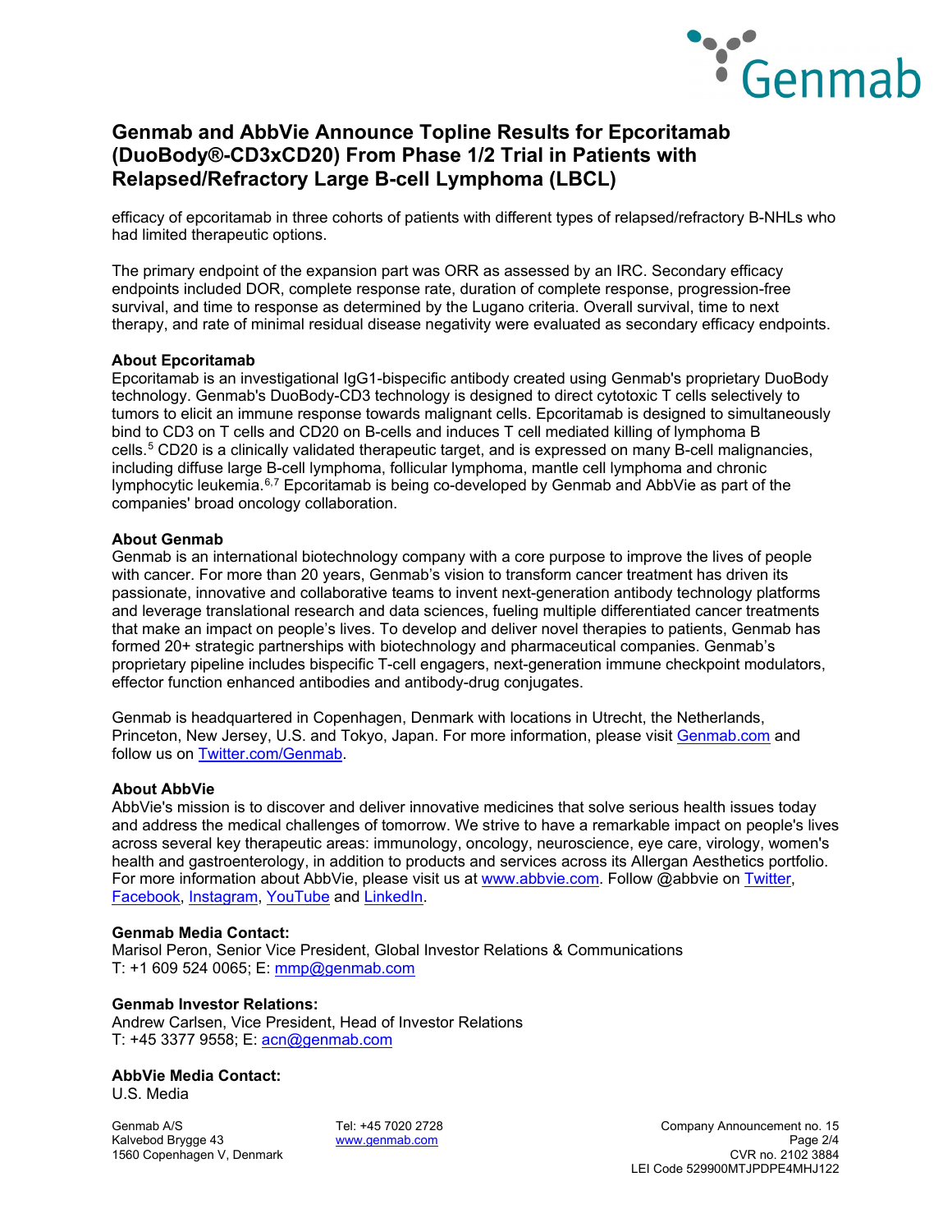efficacy of epcoritamab in three cohorts of patients with different types of relapsed/refractory B-NHLs who had limited therapeutic options.

The primary endpoint of the expansion part was ORR as assessed by an IRC. Secondary efficacy endpoints included DOR, complete response rate, duration of complete response, progression-free survival, and time to response as determined by the Lugano criteria. Overall survival, time to next therapy, and rate of minimal residual disease negativity were evaluated as secondary efficacy endpoints.

**About Epcoritamab**
Epcoritamab is an investigational IgG1-bispecific antibody created using Genmab's proprietary DuoBody technology. Genmab's DuoBody-CD3 technology is designed to direct cytotoxic T cells selectively to tumors to elicit an immune response towards malignant cells. Epcoritamab is designed to simultaneously bind to CD3 on T cells and CD20 on B-cells and induces T cell mediated killing of lymphoma B cells.[5] CD20 is a clinically validated therapeutic target, and is expressed on many B-cell malignancies, including diffuse large B-cell lymphoma, follicular lymphoma, mantle cell lymphoma and chronic lymphocytic leukemia.[6,7] Epcoritamab is being co-developed by Genmab and AbbVie as part of the companies' broad oncology collaboration.

**About Genmab**
Genmab is an international biotechnology company with a core purpose to improve the lives of people with cancer. For more than 20 years, Genmab's vision to transform cancer treatment has driven its passionate, innovative and collaborative teams to invent next-generation antibody technology platforms and leverage translational research and data sciences, fueling multiple differentiated cancer treatments that make an impact on people's lives. To develop and deliver novel therapies to patients, Genmab has formed 20+ strategic partnerships with biotechnology and pharmaceutical companies. Genmab's proprietary pipeline includes bispecific T-cell engagers, next-generation immune checkpoint modulators, effector function enhanced antibodies and antibody-drug conjugates.

Genmab is headquartered in Copenhagen, Denmark with locations in Utrecht, the Netherlands, Princeton, New Jersey, U.S. and Tokyo, Japan. For more information, please visit Genmab.com and follow us on Twitter.com/Genmab.

**About AbbVie**
AbbVie's mission is to discover and deliver innovative medicines that solve serious health issues today and address the medical challenges of tomorrow. We strive to have a remarkable impact on people's lives across several key therapeutic areas: immunology, oncology, neuroscience, eye care, virology, women's health and gastroenterology, in addition to products and services across its Allergan Aesthetics portfolio. For more information about AbbVie, please visit us at www.abbvie.com. Follow @abbvie on Twitter, Facebook, Instagram, YouTube and LinkedIn.

**Genmab Media Contact:**
Marisol Peron, Senior Vice President, Global Investor Relations & Communications
T: +1 609 524 0065; E: mmp@genmab.com

**Genmab Investor Relations:**
Andrew Carlsen, Vice President, Head of Investor Relations
T: +45 3377 9558; E: acn@genmab.com

**AbbVie Media Contact:**
U.S. Media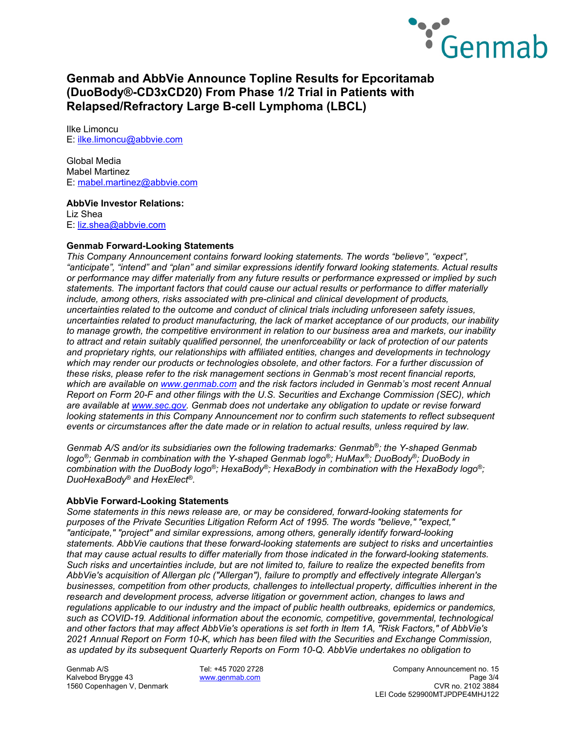# Genmab and AbbVie Announce Topline Results for Epcoritamab (DuoBody®-CD3xCD20) From Phase 1/2 Trial in Patients with Relapsed/Refractory Large B-cell Lymphoma (LBCL)

Ilke Limoncu
E: ilke.limoncu@abbvie.com

Global Media
Mabel Martinez
E: mabel.martinez@abbvie.com

**AbbVie Investor Relations:**
Liz Shea
E: liz.shea@abbvie.com

**Genmab Forward-Looking Statements**

*This Company Announcement contains forward looking statements. The words "believe", "expect", "anticipate", "intend" and "plan" and similar expressions identify forward looking statements. Actual results or performance may differ materially from any future results or performance expressed or implied by such statements. The important factors that could cause our actual results or performance to differ materially include, among others, risks associated with pre-clinical and clinical development of products, uncertainties related to the outcome and conduct of clinical trials including unforeseen safety issues, uncertainties related to product manufacturing, the lack of market acceptance of our products, our inability to manage growth, the competitive environment in relation to our business area and markets, our inability to attract and retain suitably qualified personnel, the unenforceability or lack of protection of our patents and proprietary rights, our relationships with affiliated entities, changes and developments in technology which may render our products or technologies obsolete, and other factors. For a further discussion of these risks, please refer to the risk management sections in Genmab's most recent financial reports, which are available on www.genmab.com and the risk factors included in Genmab's most recent Annual Report on Form 20-F and other filings with the U.S. Securities and Exchange Commission (SEC), which are available at www.sec.gov. Genmab does not undertake any obligation to update or revise forward looking statements in this Company Announcement nor to confirm such statements to reflect subsequent events or circumstances after the date made or in relation to actual results, unless required by law.*

*Genmab A/S and/or its subsidiaries own the following trademarks: Genmab®; the Y-shaped Genmab logo®; Genmab in combination with the Y-shaped Genmab logo®; HuMax®; DuoBody®; DuoBody in combination with the DuoBody logo®; HexaBody®; HexaBody in combination with the HexaBody logo®; DuoHexaBody® and HexElect®.*

**AbbVie Forward-Looking Statements**

*Some statements in this news release are, or may be considered, forward-looking statements for purposes of the Private Securities Litigation Reform Act of 1995. The words "believe," "expect," "anticipate," "project" and similar expressions, among others, generally identify forward-looking statements. AbbVie cautions that these forward-looking statements are subject to risks and uncertainties that may cause actual results to differ materially from those indicated in the forward-looking statements. Such risks and uncertainties include, but are not limited to, failure to realize the expected benefits from AbbVie's acquisition of Allergan plc ("Allergan"), failure to promptly and effectively integrate Allergan's businesses, competition from other products, challenges to intellectual property, difficulties inherent in the research and development process, adverse litigation or government action, changes to laws and regulations applicable to our industry and the impact of public health outbreaks, epidemics or pandemics, such as COVID-19. Additional information about the economic, competitive, governmental, technological and other factors that may affect AbbVie's operations is set forth in Item 1A, "Risk Factors," of AbbVie's 2021 Annual Report on Form 10-K, which has been filed with the Securities and Exchange Commission, as updated by its subsequent Quarterly Reports on Form 10-Q. AbbVie undertakes no obligation to*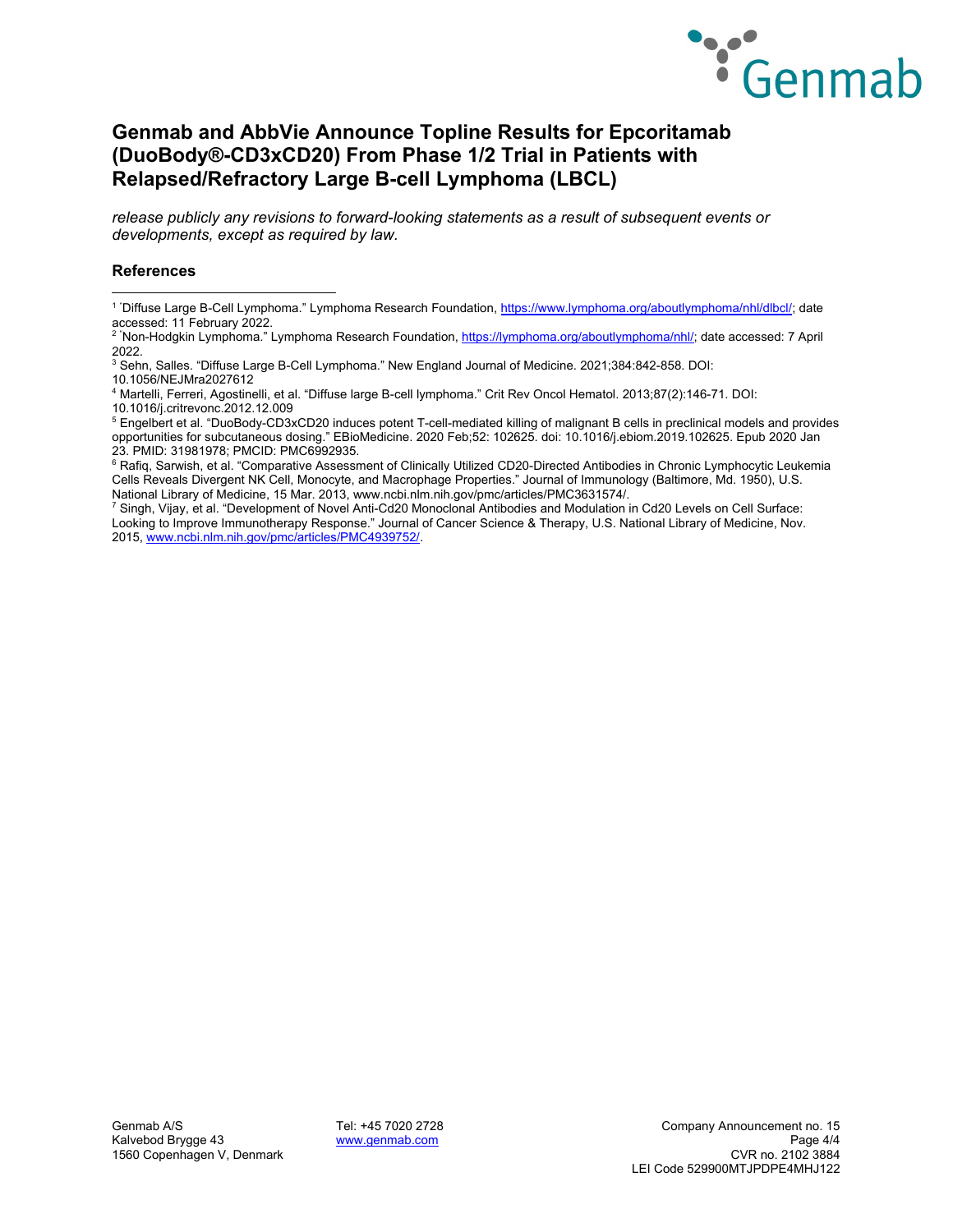*release publicly any revisions to forward-looking statements as a result of subsequent events or developments, except as required by law.*

### References

[1] "Diffuse Large B-Cell Lymphoma." Lymphoma Research Foundation, https://www.lymphoma.org/aboutlymphoma/nhl/dlbcl/; date accessed: 11 February 2022.

[2] "Non-Hodgkin Lymphoma." Lymphoma Research Foundation, https://lymphoma.org/aboutlymphoma/nhl/; date accessed: 7 April 2022.

[3] Sehn, Salles. "Diffuse Large B-Cell Lymphoma." New England Journal of Medicine. 2021;384:842-858. DOI: 10.1056/NEJMra2027612

[4] Martelli, Ferreri, Agostinelli, et al. "Diffuse large B-cell lymphoma." Crit Rev Oncol Hematol. 2013;87(2):146-71. DOI: 10.1016/j.critrevonc.2012.12.009

[5] Engelbert et al. "DuoBody-CD3xCD20 induces potent T-cell-mediated killing of malignant B cells in preclinical models and provides opportunities for subcutaneous dosing." EBioMedicine. 2020 Feb;52: 102625. doi: 10.1016/j.ebiom.2019.102625. Epub 2020 Jan 23. PMID: 31981978; PMCID: PMC6992935.

[6] Rafiq, Sarwish, et al. "Comparative Assessment of Clinically Utilized CD20-Directed Antibodies in Chronic Lymphocytic Leukemia Cells Reveals Divergent NK Cell, Monocyte, and Macrophage Properties." Journal of Immunology (Baltimore, Md. 1950), U.S. National Library of Medicine, 15 Mar. 2013, www.ncbi.nlm.nih.gov/pmc/articles/PMC3631574/.

[7] Singh, Vijay, et al. "Development of Novel Anti-Cd20 Monoclonal Antibodies and Modulation in Cd20 Levels on Cell Surface: Looking to Improve Immunotherapy Response." Journal of Cancer Science & Therapy, U.S. National Library of Medicine, Nov. 2015, www.ncbi.nlm.nih.gov/pmc/articles/PMC4939752/.